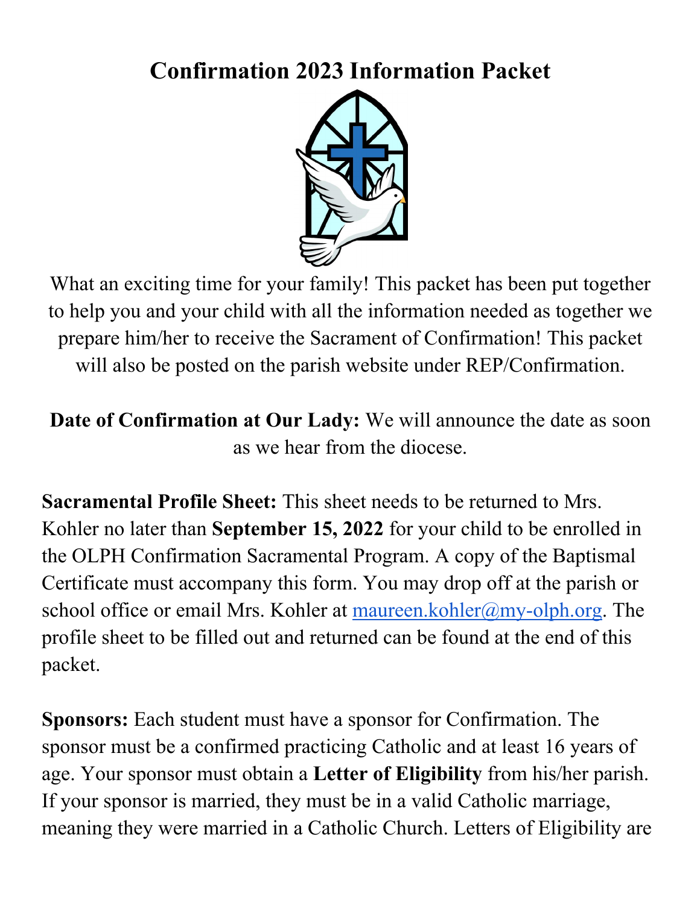# Confirmation 2023 Information Packet

What an exciting time for your family! This packet has been put together to help you and your child with all the information needed as together we prepare him/her to receive the Sacrament of Confirmation! This packet will also be posted on the parish website under REP/Confirmation.

**Date of Confirmation at Our Lady:** We will announce the date as soon as we hear from the diocese.

**Sacramental Profile Sheet:** This sheet needs to be returned to Mrs. Kohler no later than **September 15, 2022** for your child to be enrolled in the OLPH Confirmation Sacramental Program. A copy of the Baptismal Certificate must accompany this form. You may drop off at the parish or school office or email Mrs. Kohler at maureen.kohler@my-olph.org. The profile sheet to be filled out and returned can be found at the end of this packet.

**Sponsors:** Each student must have a sponsor for Confirmation. The sponsor must be a confirmed practicing Catholic and at least 16 years of age. Your sponsor must obtain a **Letter of Eligibility** from his/her parish. If your sponsor is married, they must be in a valid Catholic marriage, meaning they were married in a Catholic Church. Letters of Eligibility are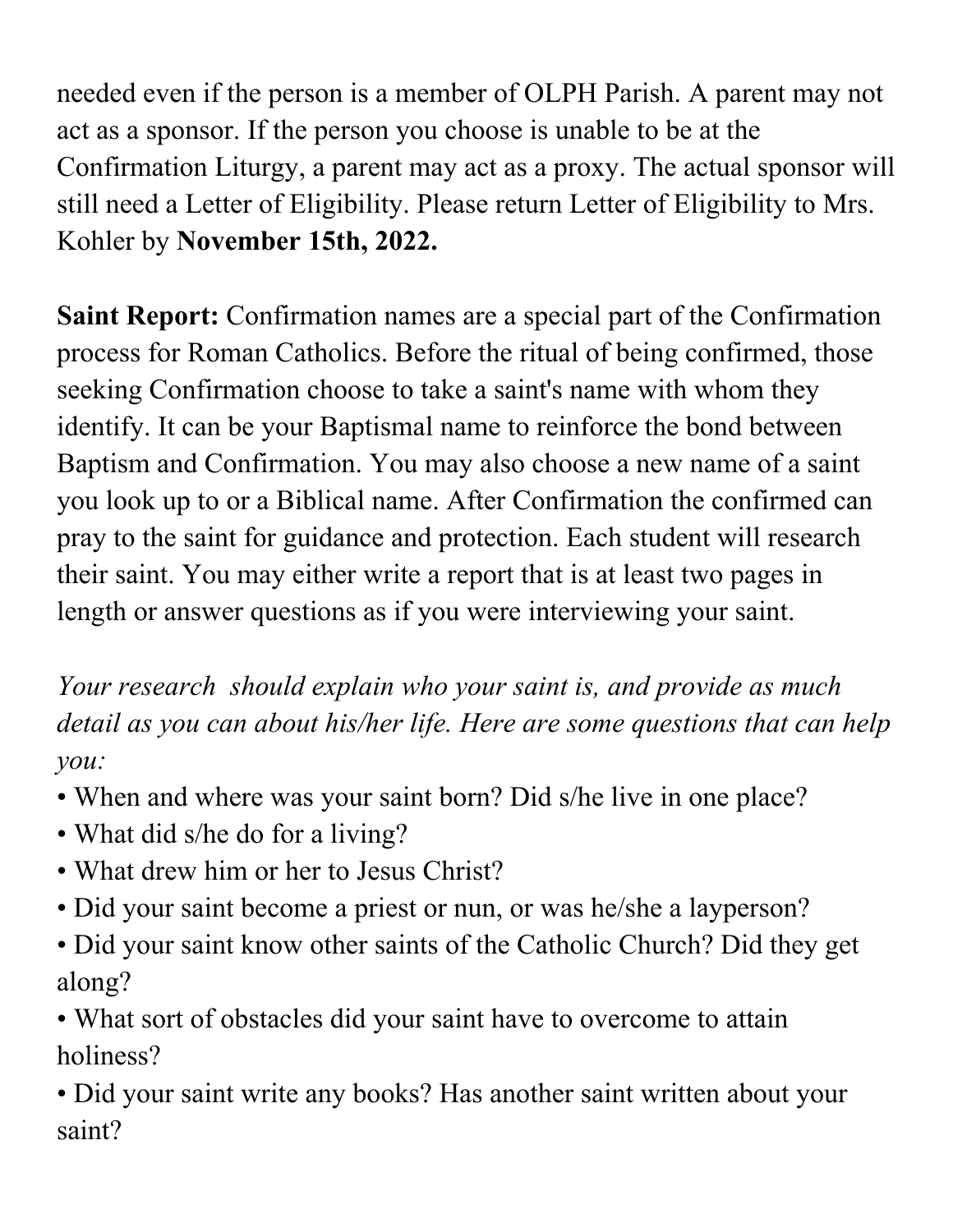needed even if the person is a member of OLPH Parish. A parent may not act as a sponsor. If the person you choose is unable to be at the Confirmation Liturgy, a parent may act as a proxy. The actual sponsor will still need a Letter of Eligibility. Please return Letter of Eligibility to Mrs. Kohler by **November 15th, 2022.**

**Saint Report:** Confirmation names are a special part of the Confirmation process for Roman Catholics. Before the ritual of being confirmed, those seeking Confirmation choose to take a saint's name with whom they identify. It can be your Baptismal name to reinforce the bond between Baptism and Confirmation. You may also choose a new name of a saint you look up to or a Biblical name. After Confirmation the confirmed can pray to the saint for guidance and protection. Each student will research their saint. You may either write a report that is at least two pages in length or answer questions as if you were interviewing your saint.

*Your research should explain who your saint is, and provide as much detail as you can about his/her life. Here are some questions that can help you:*

- When and where was your saint born? Did s/he live in one place?
- What did s/he do for a living?
- What drew him or her to Jesus Christ?
- Did your saint become a priest or nun, or was he/she a layperson?
- Did your saint know other saints of the Catholic Church? Did they get along?
- What sort of obstacles did your saint have to overcome to attain holiness?
- Did your saint write any books? Has another saint written about your saint?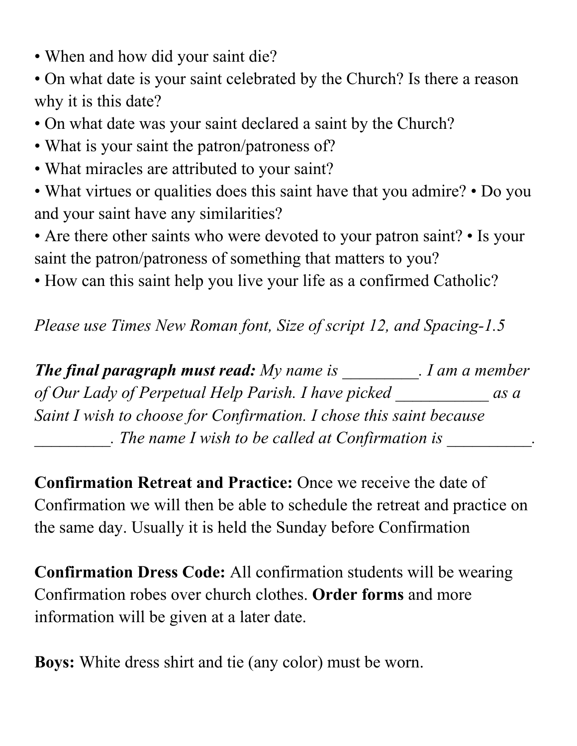- When and how did your saint die?
- On what date is your saint celebrated by the Church? Is there a reason why it is this date?
- On what date was your saint declared a saint by the Church?
- What is your saint the patron/patroness of?
- What miracles are attributed to your saint?
- What virtues or qualities does this saint have that you admire? • Do you and your saint have any similarities?
- Are there other saints who were devoted to your patron saint? • Is your saint the patron/patroness of something that matters to you?
- How can this saint help you live your life as a confirmed Catholic?

*Please use Times New Roman font, Size of script 12, and Spacing-1.5*

***The final paragraph must read:*** *My name is _________. I am a member of Our Lady of Perpetual Help Parish. I have picked ___________ as a Saint I wish to choose for Confirmation. I chose this saint because _________. The name I wish to be called at Confirmation is __________.*

**Confirmation Retreat and Practice:** Once we receive the date of Confirmation we will then be able to schedule the retreat and practice on the same day. Usually it is held the Sunday before Confirmation

**Confirmation Dress Code:** All confirmation students will be wearing Confirmation robes over church clothes. **Order forms** and more information will be given at a later date.

**Boys:** White dress shirt and tie (any color) must be worn.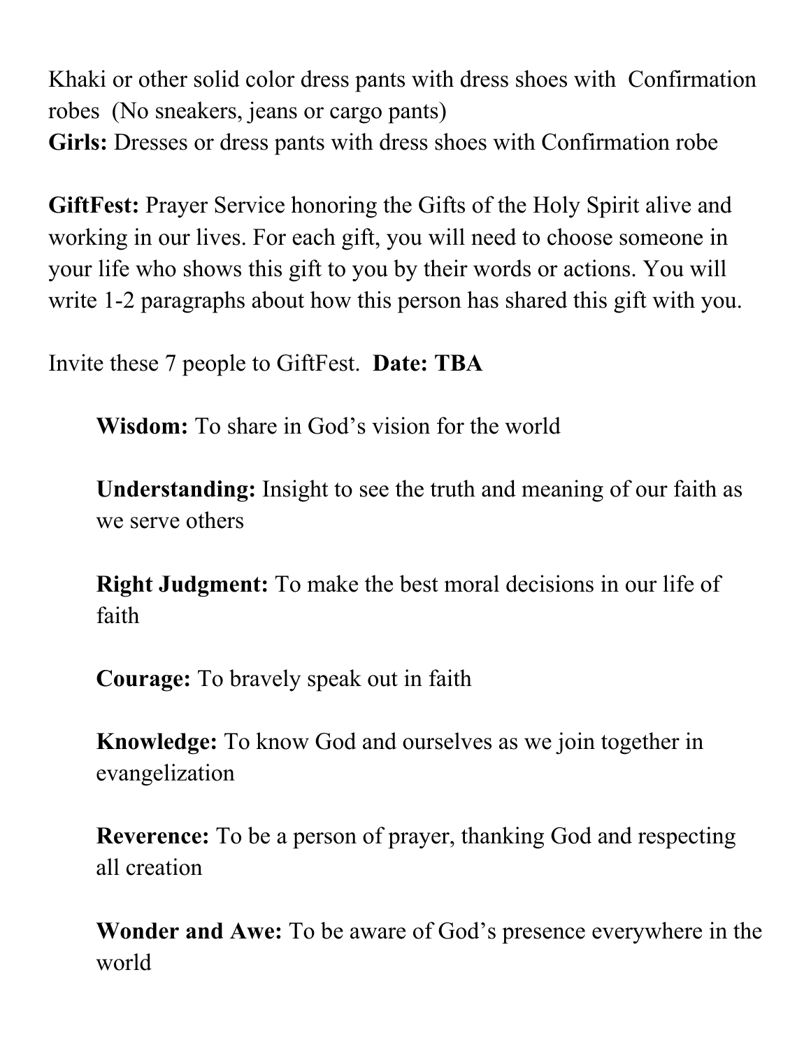Khaki or other solid color dress pants with dress shoes with Confirmation robes (No sneakers, jeans or cargo pants)
**Girls:** Dresses or dress pants with dress shoes with Confirmation robe

**GiftFest:** Prayer Service honoring the Gifts of the Holy Spirit alive and working in our lives. For each gift, you will need to choose someone in your life who shows this gift to you by their words or actions. You will write 1-2 paragraphs about how this person has shared this gift with you.

Invite these 7 people to GiftFest. **Date: TBA**

> **Wisdom:** To share in God's vision for the world
>
> **Understanding:** Insight to see the truth and meaning of our faith as we serve others
>
> **Right Judgment:** To make the best moral decisions in our life of faith
>
> **Courage:** To bravely speak out in faith
>
> **Knowledge:** To know God and ourselves as we join together in evangelization
>
> **Reverence:** To be a person of prayer, thanking God and respecting all creation
>
> **Wonder and Awe:** To be aware of God's presence everywhere in the world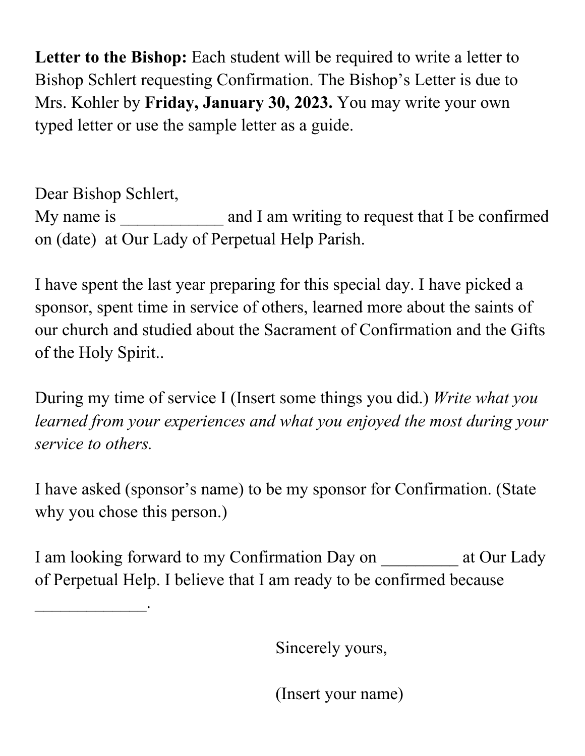**Letter to the Bishop:** Each student will be required to write a letter to Bishop Schlert requesting Confirmation. The Bishop's Letter is due to Mrs. Kohler by **Friday, January 30, 2023.** You may write your own typed letter or use the sample letter as a guide.

Dear Bishop Schlert,
My name is ____________ and I am writing to request that I be confirmed on (date) at Our Lady of Perpetual Help Parish.

I have spent the last year preparing for this special day. I have picked a sponsor, spent time in service of others, learned more about the saints of our church and studied about the Sacrament of Confirmation and the Gifts of the Holy Spirit..

During my time of service I (Insert some things you did.) *Write what you learned from your experiences and what you enjoyed the most during your service to others.*

I have asked (sponsor's name) to be my sponsor for Confirmation. (State why you chose this person.)

I am looking forward to my Confirmation Day on _________ at Our Lady of Perpetual Help. I believe that I am ready to be confirmed because _____________.

Sincerely yours,

(Insert your name)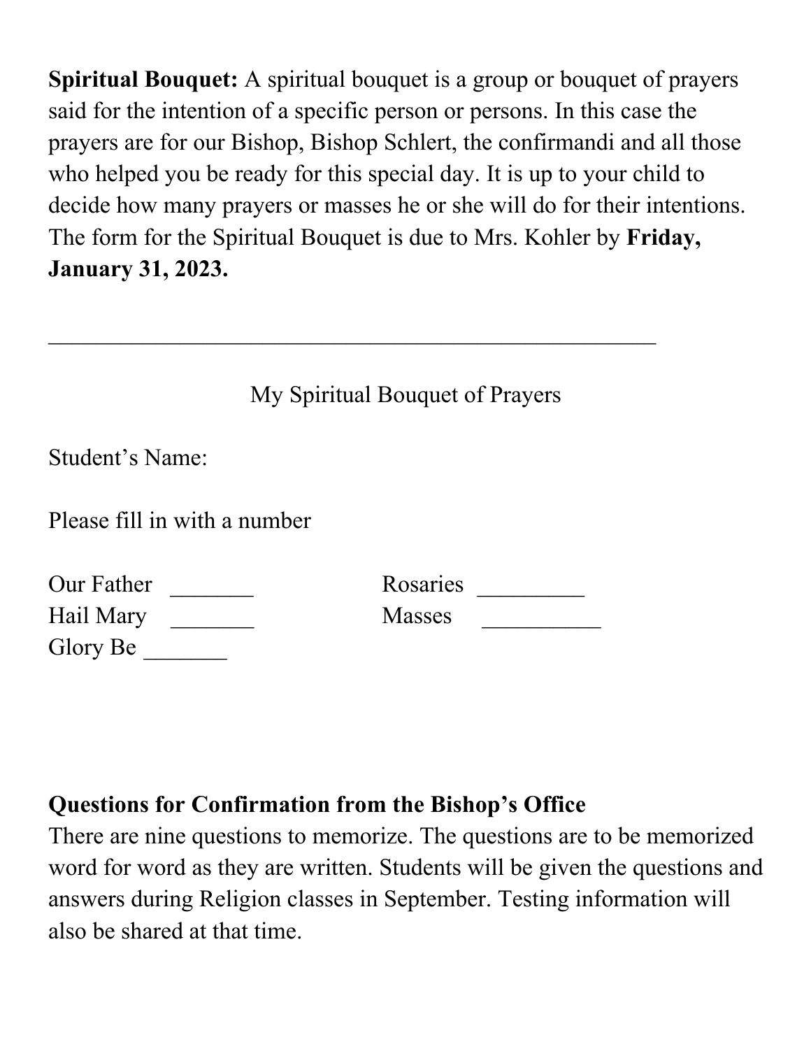**Spiritual Bouquet:** A spiritual bouquet is a group or bouquet of prayers said for the intention of a specific person or persons. In this case the prayers are for our Bishop, Bishop Schlert, the confirmandi and all those who helped you be ready for this special day. It is up to your child to decide how many prayers or masses he or she will do for their intentions. The form for the Spiritual Bouquet is due to Mrs. Kohler by **Friday, January 31, 2023.**

_______________________________________________________

My Spiritual Bouquet of Prayers

Student's Name:

Please fill in with a number

Our Father _______

Hail Mary _______

Glory Be _______

Rosaries _________

Masses __________

**Questions for Confirmation from the Bishop's Office**

There are nine questions to memorize. The questions are to be memorized word for word as they are written. Students will be given the questions and answers during Religion classes in September. Testing information will also be shared at that time.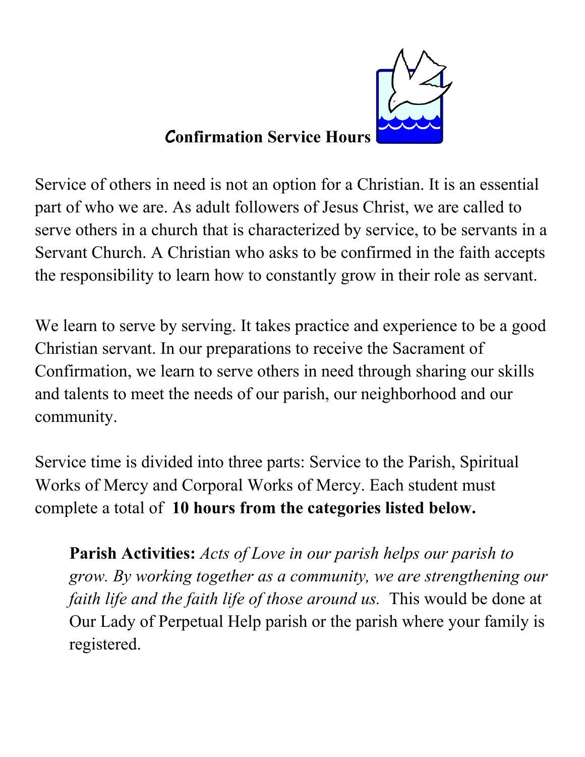# Confirmation Service Hours

Service of others in need is not an option for a Christian. It is an essential part of who we are. As adult followers of Jesus Christ, we are called to serve others in a church that is characterized by service, to be servants in a Servant Church. A Christian who asks to be confirmed in the faith accepts the responsibility to learn how to constantly grow in their role as servant.

We learn to serve by serving. It takes practice and experience to be a good Christian servant. In our preparations to receive the Sacrament of Confirmation, we learn to serve others in need through sharing our skills and talents to meet the needs of our parish, our neighborhood and our community.

Service time is divided into three parts: Service to the Parish, Spiritual Works of Mercy and Corporal Works of Mercy. Each student must complete a total of **10 hours from the categories listed below.**

> **Parish Activities:** *Acts of Love in our parish helps our parish to grow. By working together as a community, we are strengthening our faith life and the faith life of those around us.* This would be done at Our Lady of Perpetual Help parish or the parish where your family is registered.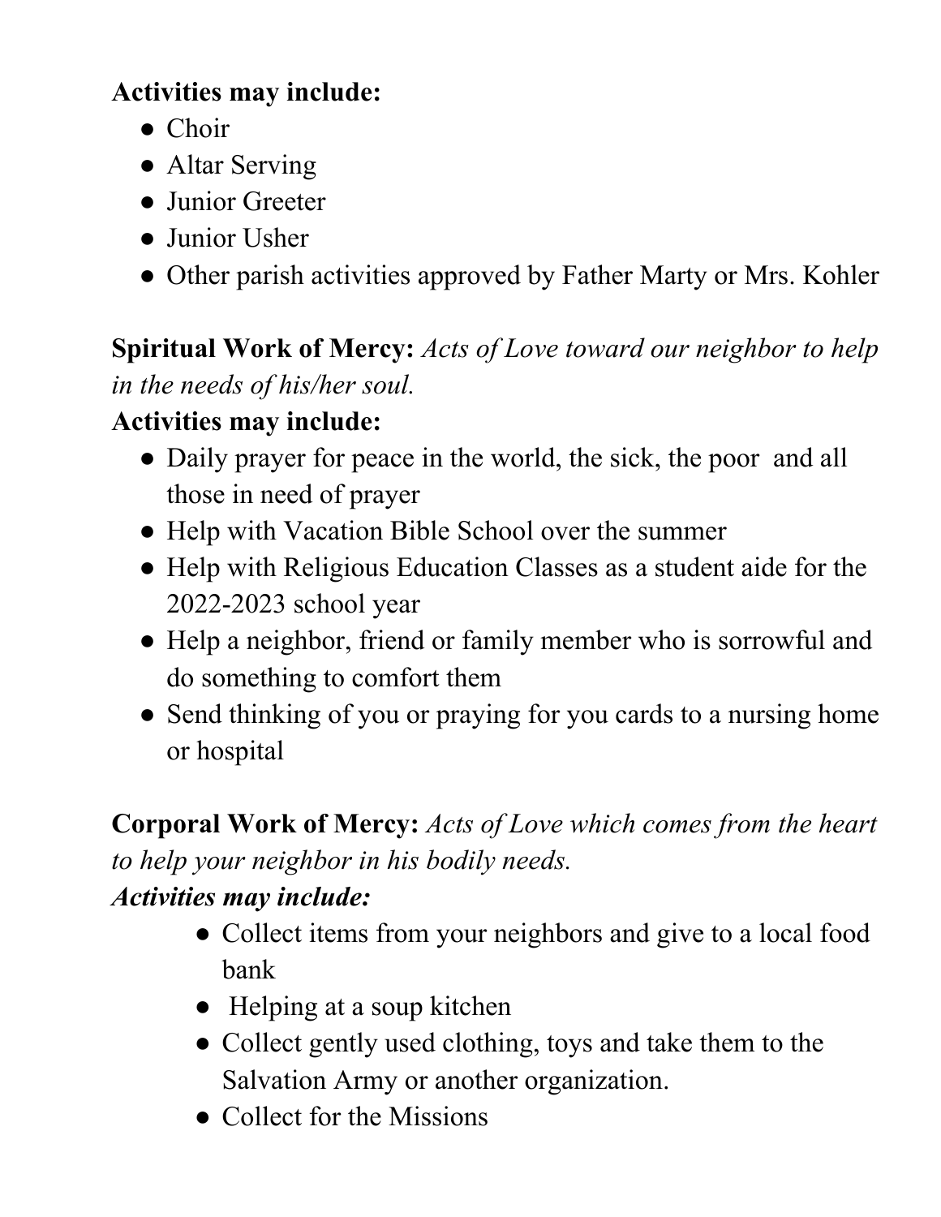**Activities may include:**

- Choir
- Altar Serving
- Junior Greeter
- Junior Usher
- Other parish activities approved by Father Marty or Mrs. Kohler

**Spiritual Work of Mercy:** *Acts of Love toward our neighbor to help in the needs of his/her soul.*

**Activities may include:**

- Daily prayer for peace in the world, the sick, the poor and all those in need of prayer
- Help with Vacation Bible School over the summer
- Help with Religious Education Classes as a student aide for the 2022-2023 school year
- Help a neighbor, friend or family member who is sorrowful and do something to comfort them
- Send thinking of you or praying for you cards to a nursing home or hospital

**Corporal Work of Mercy:** *Acts of Love which comes from the heart to help your neighbor in his bodily needs.*

***Activities may include:***

- Collect items from your neighbors and give to a local food bank
- Helping at a soup kitchen
- Collect gently used clothing, toys and take them to the Salvation Army or another organization.
- Collect for the Missions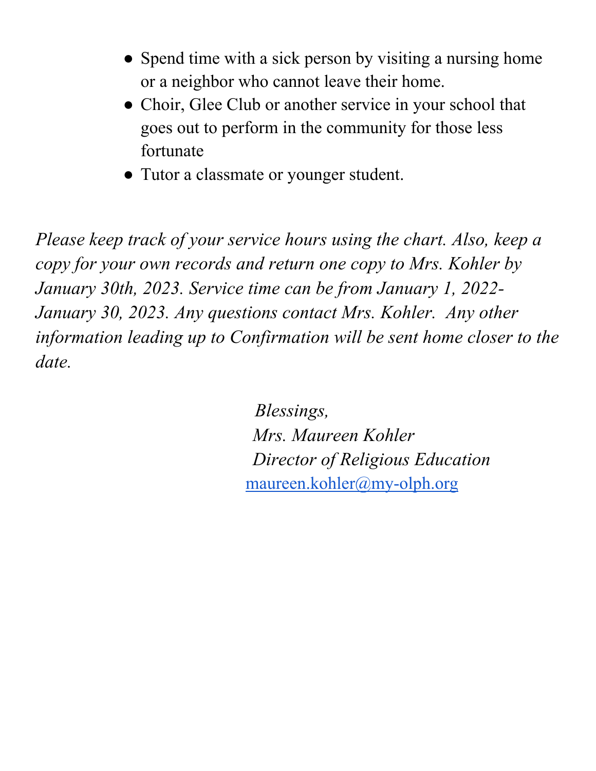- Spend time with a sick person by visiting a nursing home or a neighbor who cannot leave their home.
- Choir, Glee Club or another service in your school that goes out to perform in the community for those less fortunate
- Tutor a classmate or younger student.

*Please keep track of your service hours using the chart. Also, keep a copy for your own records and return one copy to Mrs. Kohler by January 30th, 2023. Service time can be from January 1, 2022-January 30, 2023. Any questions contact Mrs. Kohler. Any other information leading up to Confirmation will be sent home closer to the date.*

*Blessings,*
*Mrs. Maureen Kohler*
*Director of Religious Education*
maureen.kohler@my-olph.org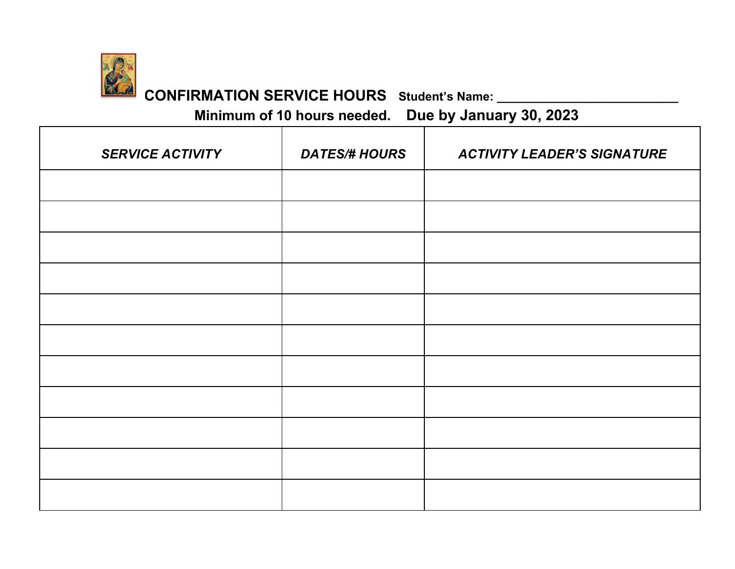**CONFIRMATION SERVICE HOURS** **Student's Name: ___________________________**

**Minimum of 10 hours needed.** **Due by January 30, 2023**

| ***SERVICE ACTIVITY*** | ***DATES/# HOURS*** | ***ACTIVITY LEADER'S SIGNATURE*** |
|---|---|---|
| | | |
| | | |
| | | |
| | | |
| | | |
| | | |
| | | |
| | | |
| | | |
| | | |
| | | |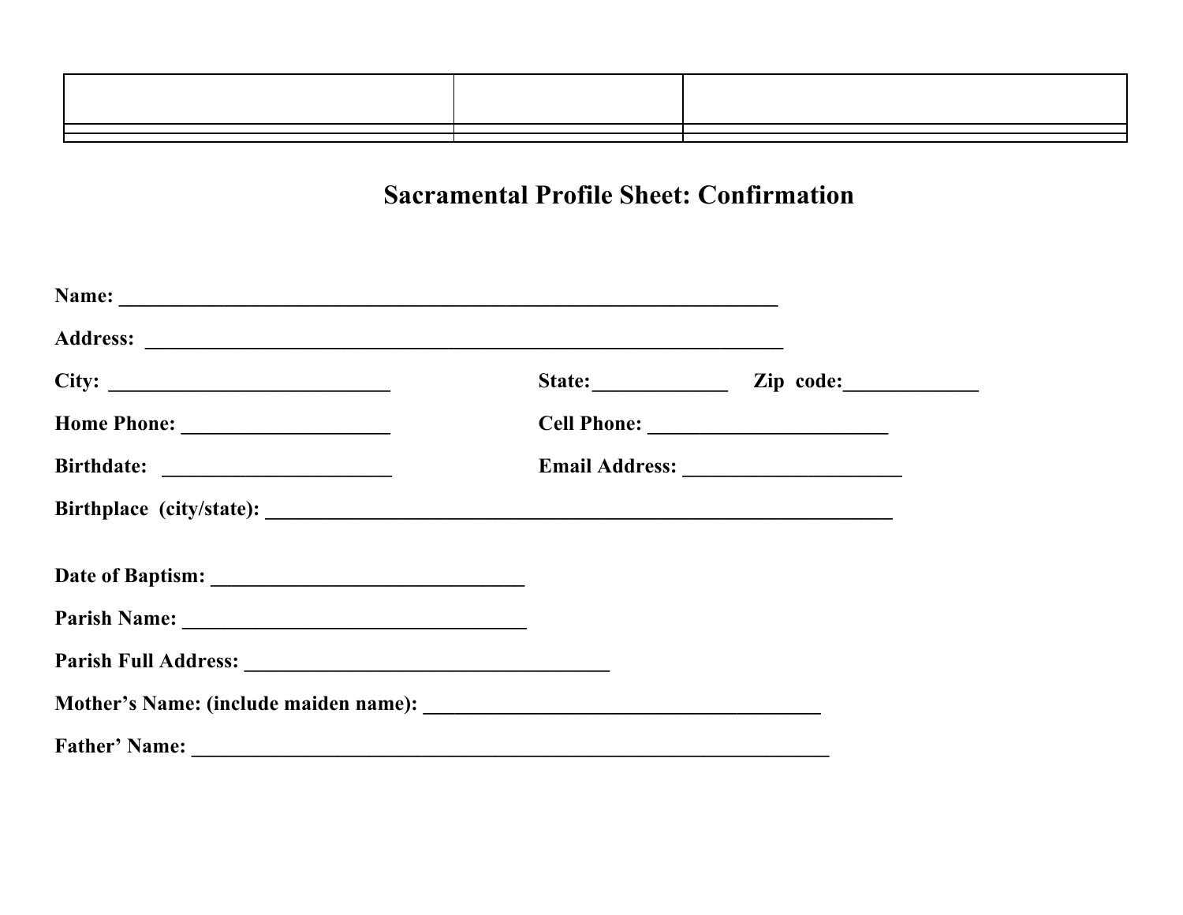| | | |
|---|---|---|
| | | |
| | | |

## Sacramental Profile Sheet: Confirmation

**Name:** ____________________________________________________________________

**Address:** __________________________________________________________________

**City:** ____________________________ **State:**_____________ **Zip code:**_____________

**Home Phone:** ____________________ **Cell Phone:** _______________________

**Birthdate:** ______________________ **Email Address:** _____________________

**Birthplace (city/state):** _________________________________________________________

**Date of Baptism:** _______________________________

**Parish Name:** __________________________________

**Parish Full Address:** ____________________________________

**Mother's Name: (include maiden name):** _______________________________________

**Father' Name:** _______________________________________________________________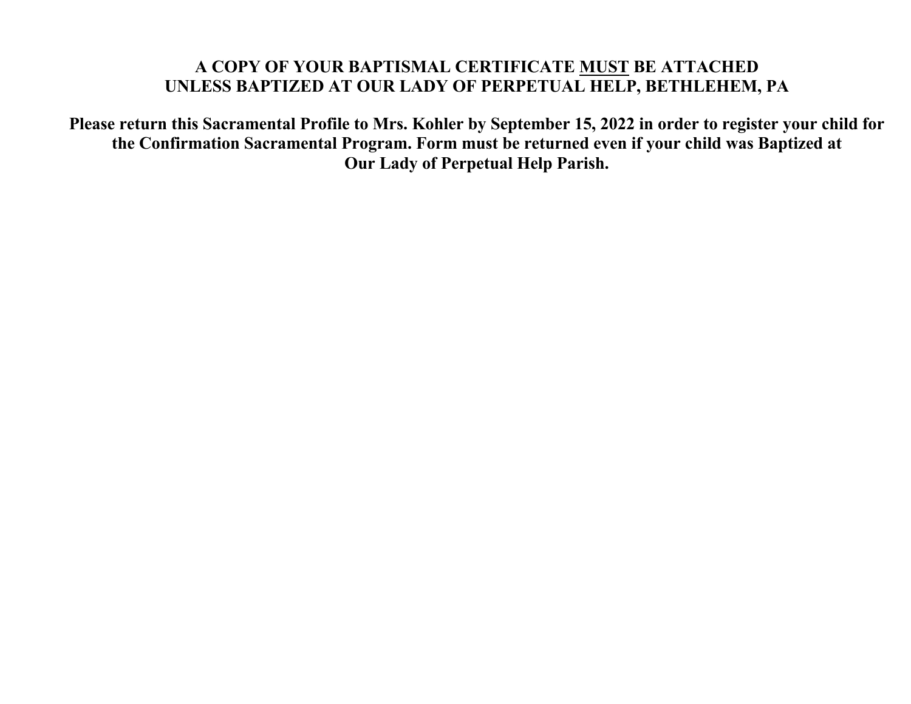**A COPY OF YOUR BAPTISMAL CERTIFICATE <u>MUST</u> BE ATTACHED UNLESS BAPTIZED AT OUR LADY OF PERPETUAL HELP, BETHLEHEM, PA**

**Please return this Sacramental Profile to Mrs. Kohler by September 15, 2022 in order to register your child for the Confirmation Sacramental Program. Form must be returned even if your child was Baptized at Our Lady of Perpetual Help Parish.**